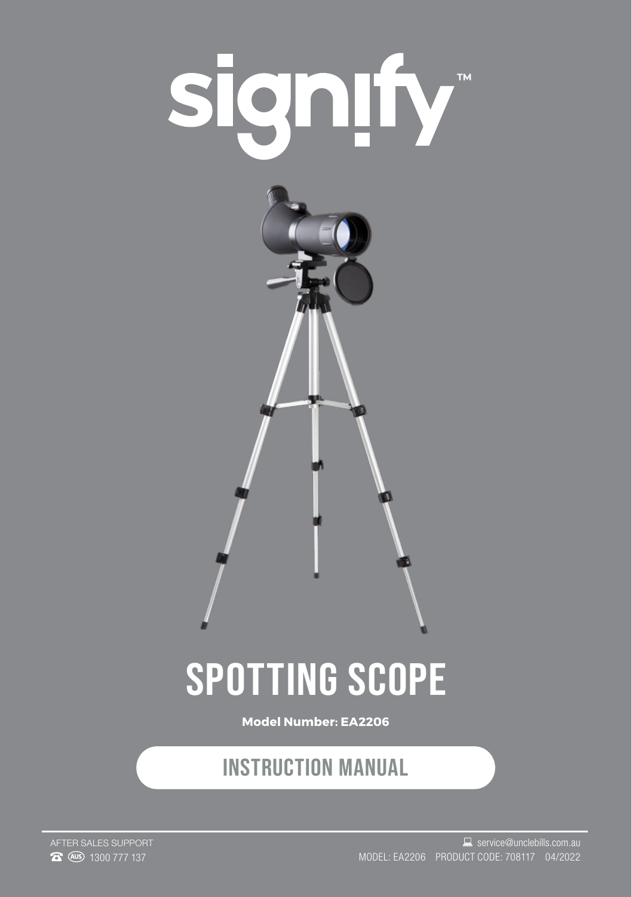# signify™

# SPOTTING SCOPE

**Model Number: EA2206**

## INSTRUCTION MANUAL

AFTER SALES SUPPORT
(AUS) 1300 777 137

service@unclebills.com.au
MODEL: EA2206 PRODUCT CODE: 708117 04/2022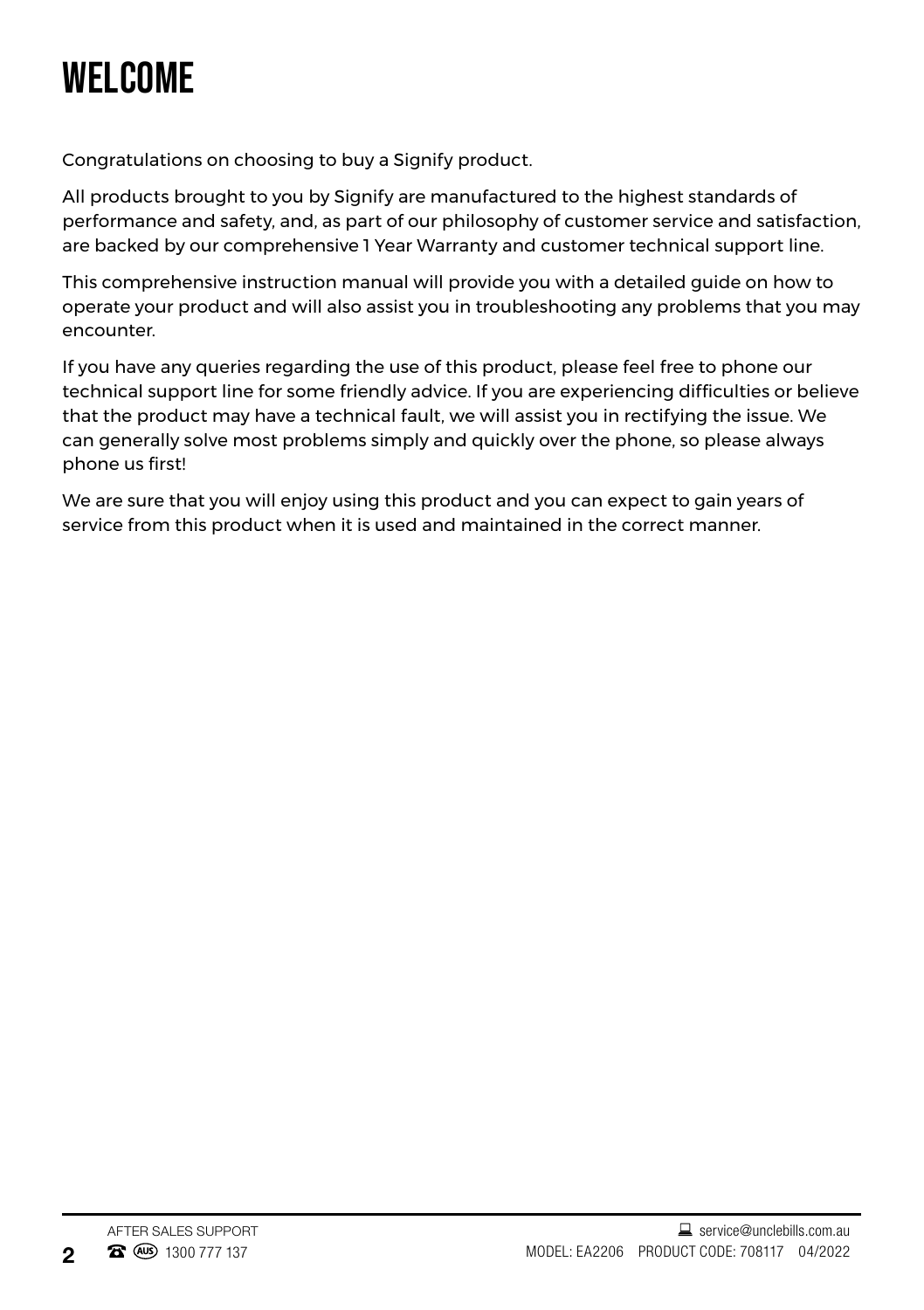# WELCOME

Congratulations on choosing to buy a Signify product.

All products brought to you by Signify are manufactured to the highest standards of performance and safety, and, as part of our philosophy of customer service and satisfaction, are backed by our comprehensive 1 Year Warranty and customer technical support line.

This comprehensive instruction manual will provide you with a detailed guide on how to operate your product and will also assist you in troubleshooting any problems that you may encounter.

If you have any queries regarding the use of this product, please feel free to phone our technical support line for some friendly advice. If you are experiencing difficulties or believe that the product may have a technical fault, we will assist you in rectifying the issue. We can generally solve most problems simply and quickly over the phone, so please always phone us first!

We are sure that you will enjoy using this product and you can expect to gain years of service from this product when it is used and maintained in the correct manner.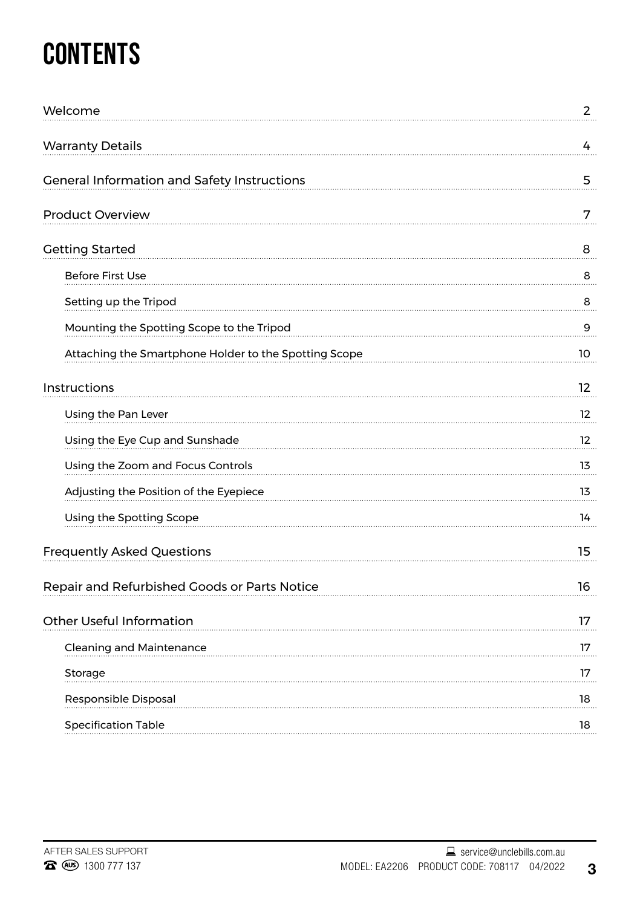# CONTENTS

| | |
|---|---|
| Welcome | 2 |
| Warranty Details | 4 |
| General Information and Safety Instructions | 5 |
| Product Overview | 7 |
| Getting Started | 8 |
| Before First Use | 8 |
| Setting up the Tripod | 8 |
| Mounting the Spotting Scope to the Tripod | 9 |
| Attaching the Smartphone Holder to the Spotting Scope | 10 |
| Instructions | 12 |
| Using the Pan Lever | 12 |
| Using the Eye Cup and Sunshade | 12 |
| Using the Zoom and Focus Controls | 13 |
| Adjusting the Position of the Eyepiece | 13 |
| Using the Spotting Scope | 14 |
| Frequently Asked Questions | 15 |
| Repair and Refurbished Goods or Parts Notice | 16 |
| Other Useful Information | 17 |
| Cleaning and Maintenance | 17 |
| Storage | 17 |
| Responsible Disposal | 18 |
| Specification Table | 18 |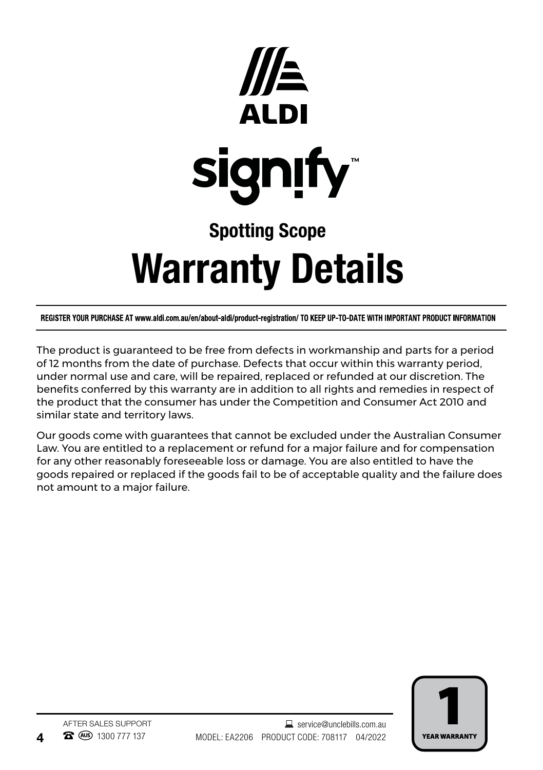ALDI

signify™

## Spotting Scope

# Warranty Details

**REGISTER YOUR PURCHASE AT www.aldi.com.au/en/about-aldi/product-registration/ TO KEEP UP-TO-DATE WITH IMPORTANT PRODUCT INFORMATION**

The product is guaranteed to be free from defects in workmanship and parts for a period of 12 months from the date of purchase. Defects that occur within this warranty period, under normal use and care, will be repaired, replaced or refunded at our discretion. The benefits conferred by this warranty are in addition to all rights and remedies in respect of the product that the consumer has under the Competition and Consumer Act 2010 and similar state and territory laws.

Our goods come with guarantees that cannot be excluded under the Australian Consumer Law. You are entitled to a replacement or refund for a major failure and for compensation for any other reasonably foreseeable loss or damage. You are also entitled to have the goods repaired or replaced if the goods fail to be of acceptable quality and the failure does not amount to a major failure.

AFTER SALES SUPPORT
(AUS) 1300 777 137

service@unclebills.com.au
MODEL: EA2206 PRODUCT CODE: 708117 04/2022

1 YEAR WARRANTY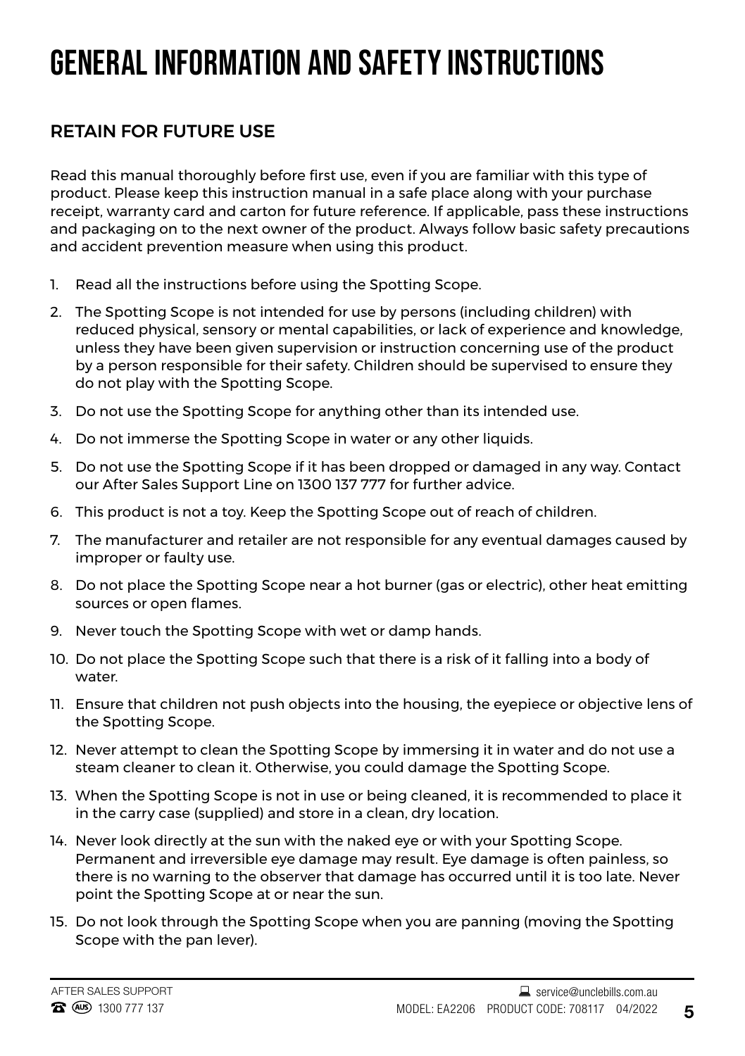# GENERAL INFORMATION AND SAFETY INSTRUCTIONS

## RETAIN FOR FUTURE USE

Read this manual thoroughly before first use, even if you are familiar with this type of product. Please keep this instruction manual in a safe place along with your purchase receipt, warranty card and carton for future reference. If applicable, pass these instructions and packaging on to the next owner of the product. Always follow basic safety precautions and accident prevention measure when using this product.

1. Read all the instructions before using the Spotting Scope.
2. The Spotting Scope is not intended for use by persons (including children) with reduced physical, sensory or mental capabilities, or lack of experience and knowledge, unless they have been given supervision or instruction concerning use of the product by a person responsible for their safety. Children should be supervised to ensure they do not play with the Spotting Scope.
3. Do not use the Spotting Scope for anything other than its intended use.
4. Do not immerse the Spotting Scope in water or any other liquids.
5. Do not use the Spotting Scope if it has been dropped or damaged in any way. Contact our After Sales Support Line on 1300 137 777 for further advice.
6. This product is not a toy. Keep the Spotting Scope out of reach of children.
7. The manufacturer and retailer are not responsible for any eventual damages caused by improper or faulty use.
8. Do not place the Spotting Scope near a hot burner (gas or electric), other heat emitting sources or open flames.
9. Never touch the Spotting Scope with wet or damp hands.
10. Do not place the Spotting Scope such that there is a risk of it falling into a body of water.
11. Ensure that children not push objects into the housing, the eyepiece or objective lens of the Spotting Scope.
12. Never attempt to clean the Spotting Scope by immersing it in water and do not use a steam cleaner to clean it. Otherwise, you could damage the Spotting Scope.
13. When the Spotting Scope is not in use or being cleaned, it is recommended to place it in the carry case (supplied) and store in a clean, dry location.
14. Never look directly at the sun with the naked eye or with your Spotting Scope. Permanent and irreversible eye damage may result. Eye damage is often painless, so there is no warning to the observer that damage has occurred until it is too late. Never point the Spotting Scope at or near the sun.
15. Do not look through the Spotting Scope when you are panning (moving the Spotting Scope with the pan lever).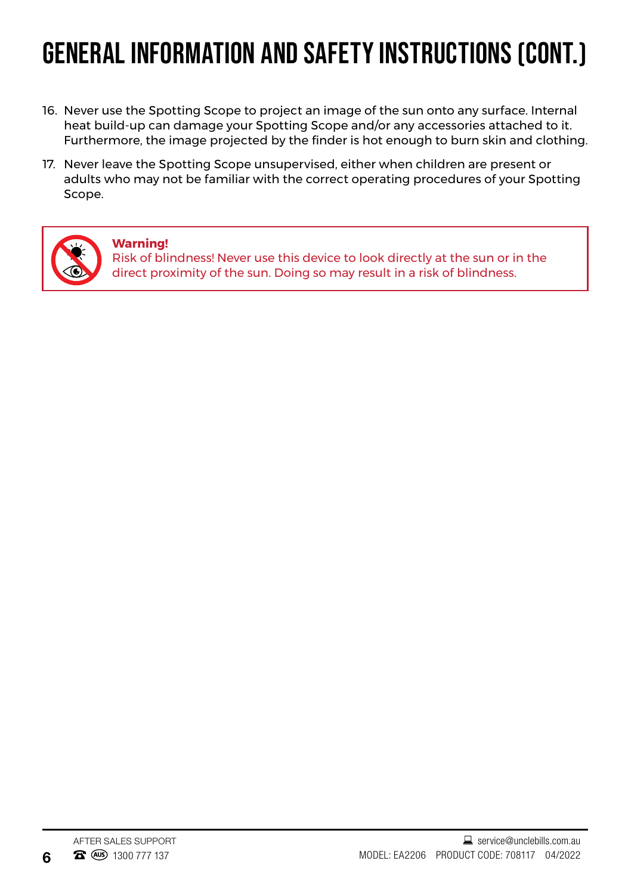# GENERAL INFORMATION AND SAFETY INSTRUCTIONS (CONT.)

16. Never use the Spotting Scope to project an image of the sun onto any surface. Internal heat build-up can damage your Spotting Scope and/or any accessories attached to it. Furthermore, the image projected by the finder is hot enough to burn skin and clothing.
17. Never leave the Spotting Scope unsupervised, either when children are present or adults who may not be familiar with the correct operating procedures of your Spotting Scope.

**Warning!**
Risk of blindness! Never use this device to look directly at the sun or in the direct proximity of the sun. Doing so may result in a risk of blindness.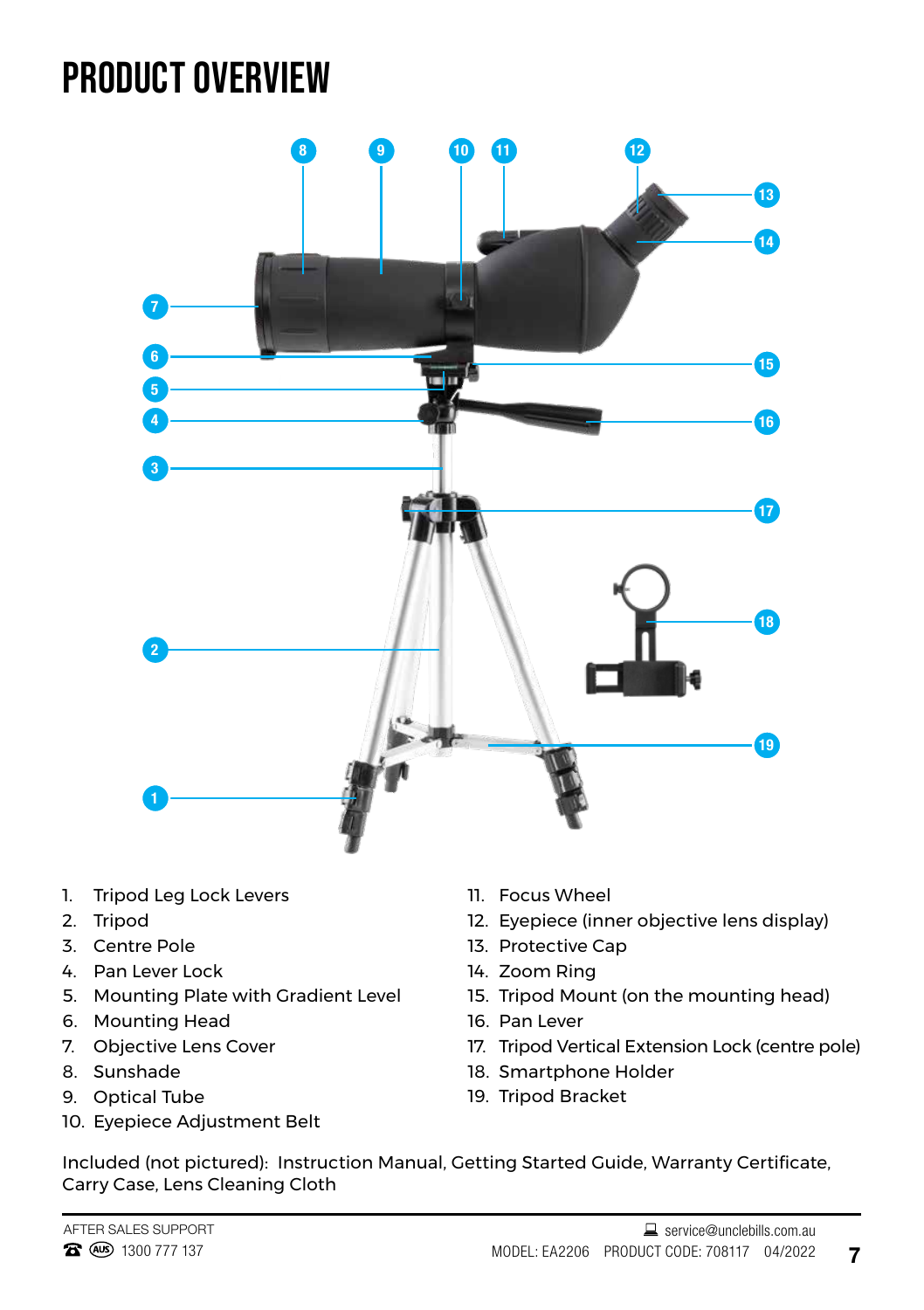# PRODUCT OVERVIEW

1. Tripod Leg Lock Levers
2. Tripod
3. Centre Pole
4. Pan Lever Lock
5. Mounting Plate with Gradient Level
6. Mounting Head
7. Objective Lens Cover
8. Sunshade
9. Optical Tube
10. Eyepiece Adjustment Belt
11. Focus Wheel
12. Eyepiece (inner objective lens display)
13. Protective Cap
14. Zoom Ring
15. Tripod Mount (on the mounting head)
16. Pan Lever
17. Tripod Vertical Extension Lock (centre pole)
18. Smartphone Holder
19. Tripod Bracket

Included (not pictured): Instruction Manual, Getting Started Guide, Warranty Certificate, Carry Case, Lens Cleaning Cloth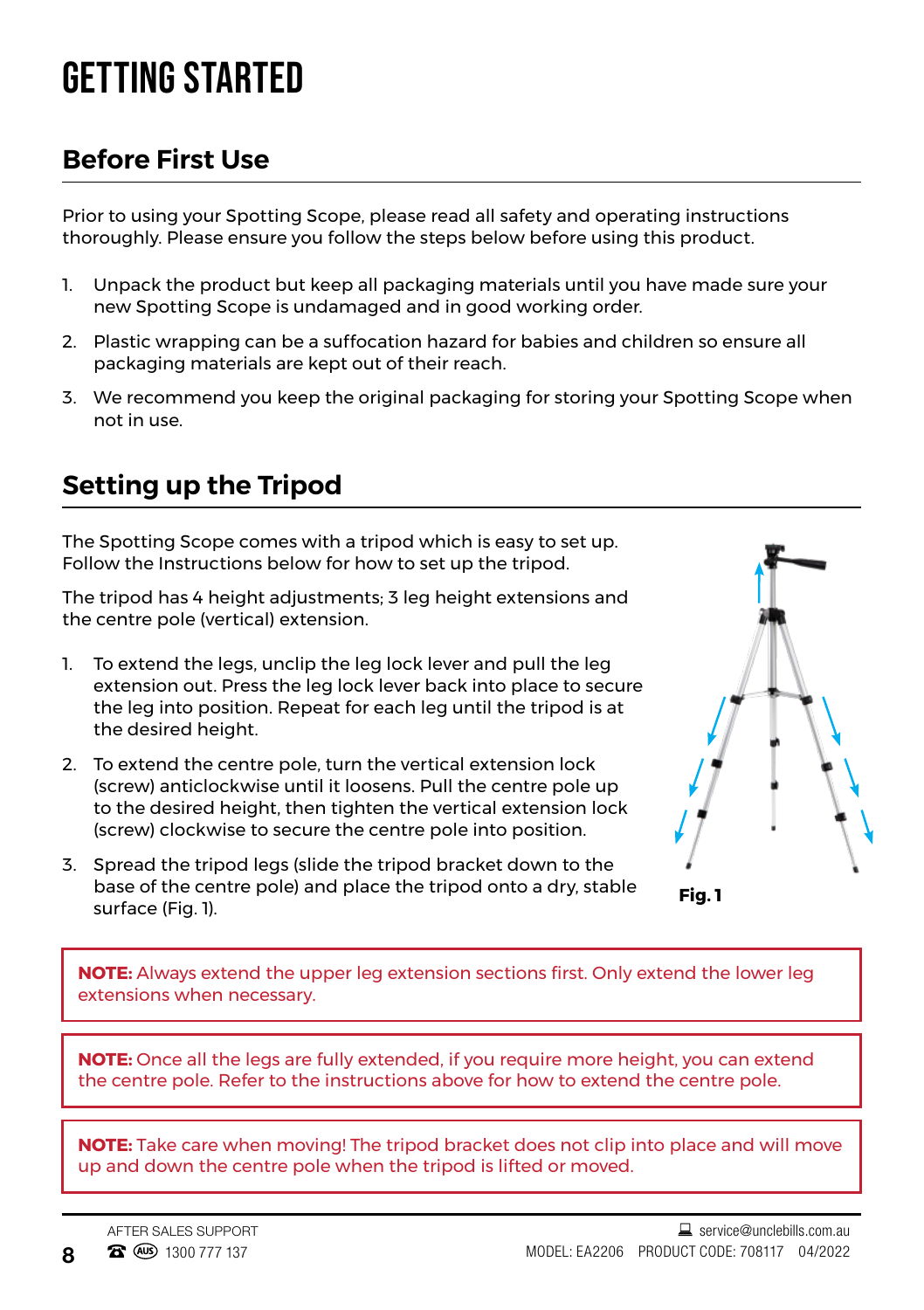# GETTING STARTED

## Before First Use

Prior to using your Spotting Scope, please read all safety and operating instructions thoroughly. Please ensure you follow the steps below before using this product.

1. Unpack the product but keep all packaging materials until you have made sure your new Spotting Scope is undamaged and in good working order.
2. Plastic wrapping can be a suffocation hazard for babies and children so ensure all packaging materials are kept out of their reach.
3. We recommend you keep the original packaging for storing your Spotting Scope when not in use.

## Setting up the Tripod

The Spotting Scope comes with a tripod which is easy to set up. Follow the Instructions below for how to set up the tripod.

The tripod has 4 height adjustments; 3 leg height extensions and the centre pole (vertical) extension.

1. To extend the legs, unclip the leg lock lever and pull the leg extension out. Press the leg lock lever back into place to secure the leg into position. Repeat for each leg until the tripod is at the desired height.
2. To extend the centre pole, turn the vertical extension lock (screw) anticlockwise until it loosens. Pull the centre pole up to the desired height, then tighten the vertical extension lock (screw) clockwise to secure the centre pole into position.
3. Spread the tripod legs (slide the tripod bracket down to the base of the centre pole) and place the tripod onto a dry, stable surface (Fig. 1).

**Fig. 1**

**NOTE:** Always extend the upper leg extension sections first. Only extend the lower leg extensions when necessary.

**NOTE:** Once all the legs are fully extended, if you require more height, you can extend the centre pole. Refer to the instructions above for how to extend the centre pole.

**NOTE:** Take care when moving! The tripod bracket does not clip into place and will move up and down the centre pole when the tripod is lifted or moved.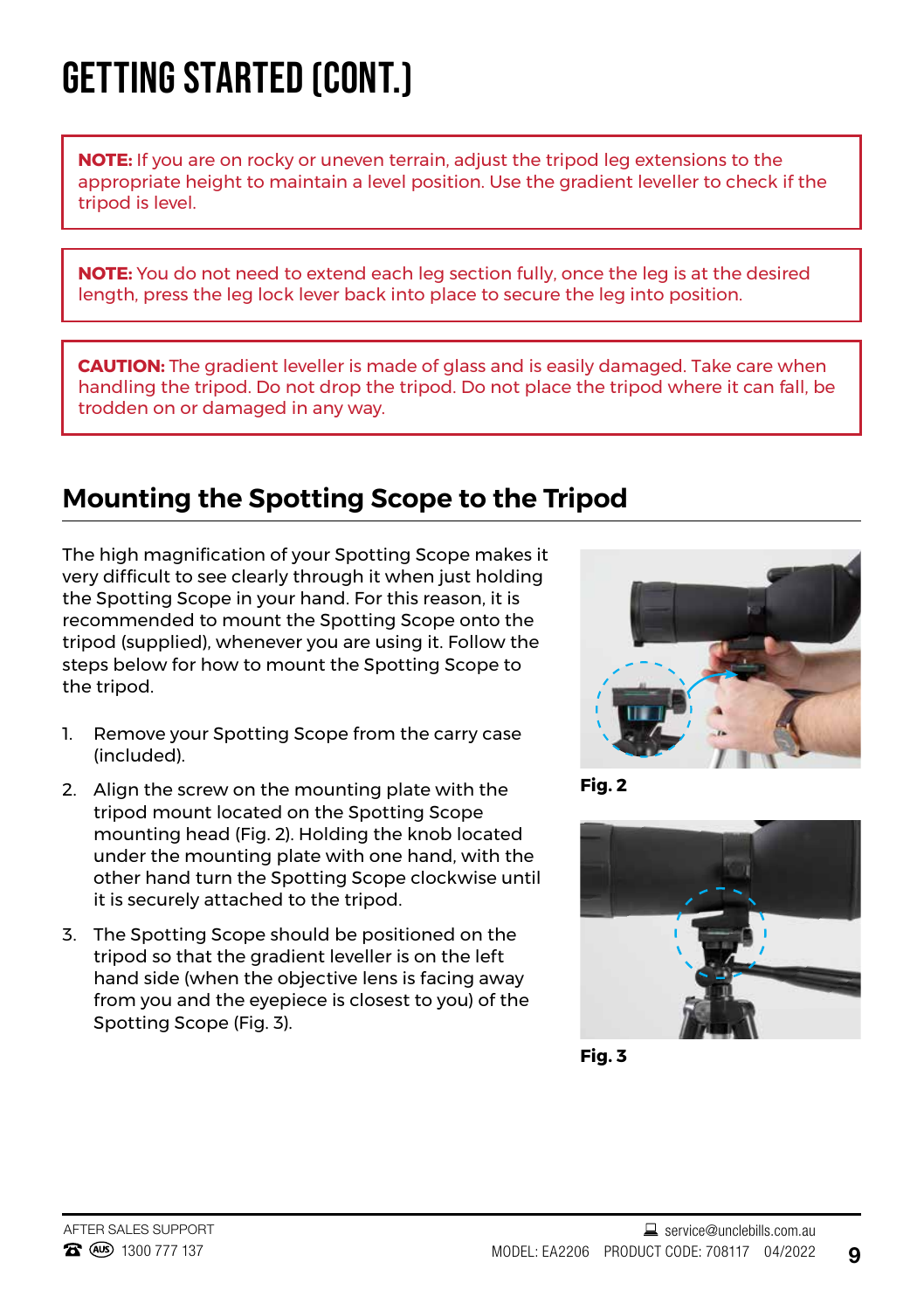# GETTING STARTED (CONT.)

**NOTE:** If you are on rocky or uneven terrain, adjust the tripod leg extensions to the appropriate height to maintain a level position. Use the gradient leveller to check if the tripod is level.

**NOTE:** You do not need to extend each leg section fully, once the leg is at the desired length, press the leg lock lever back into place to secure the leg into position.

**CAUTION:** The gradient leveller is made of glass and is easily damaged. Take care when handling the tripod. Do not drop the tripod. Do not place the tripod where it can fall, be trodden on or damaged in any way.

## Mounting the Spotting Scope to the Tripod

The high magnification of your Spotting Scope makes it very difficult to see clearly through it when just holding the Spotting Scope in your hand. For this reason, it is recommended to mount the Spotting Scope onto the tripod (supplied), whenever you are using it. Follow the steps below for how to mount the Spotting Scope to the tripod.

1. Remove your Spotting Scope from the carry case (included).
2. Align the screw on the mounting plate with the tripod mount located on the Spotting Scope mounting head (Fig. 2). Holding the knob located under the mounting plate with one hand, with the other hand turn the Spotting Scope clockwise until it is securely attached to the tripod.
3. The Spotting Scope should be positioned on the tripod so that the gradient leveller is on the left hand side (when the objective lens is facing away from you and the eyepiece is closest to you) of the Spotting Scope (Fig. 3).

**Fig. 2**

**Fig. 3**

AFTER SALES SUPPORT
1300 777 137

service@unclebills.com.au
MODEL: EA2206 PRODUCT CODE: 708117 04/2022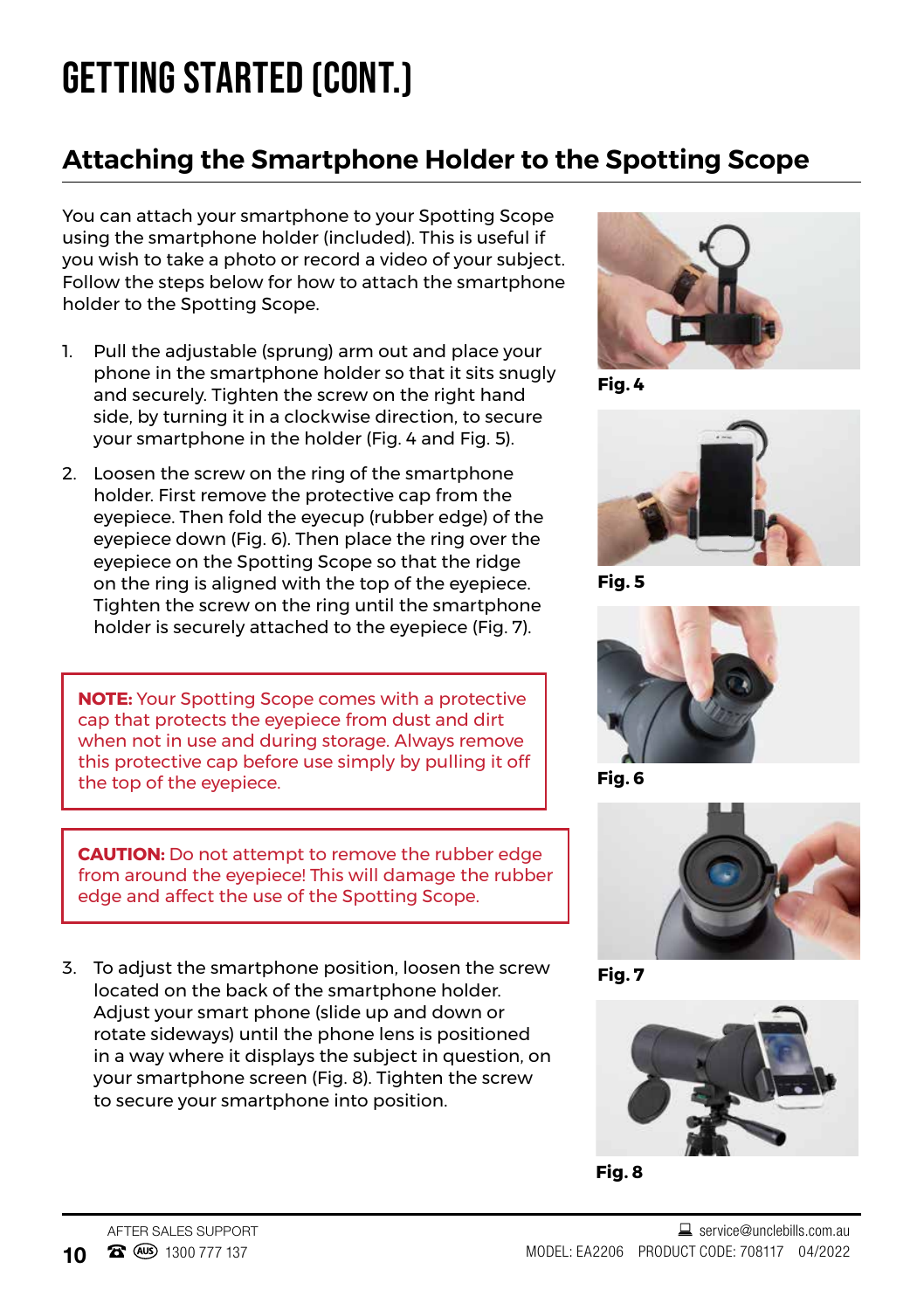# GETTING STARTED (CONT.)

## Attaching the Smartphone Holder to the Spotting Scope

You can attach your smartphone to your Spotting Scope using the smartphone holder (included). This is useful if you wish to take a photo or record a video of your subject. Follow the steps below for how to attach the smartphone holder to the Spotting Scope.

1. Pull the adjustable (sprung) arm out and place your phone in the smartphone holder so that it sits snugly and securely. Tighten the screw on the right hand side, by turning it in a clockwise direction, to secure your smartphone in the holder (Fig. 4 and Fig. 5).
2. Loosen the screw on the ring of the smartphone holder. First remove the protective cap from the eyepiece. Then fold the eyecup (rubber edge) of the eyepiece down (Fig. 6). Then place the ring over the eyepiece on the Spotting Scope so that the ridge on the ring is aligned with the top of the eyepiece. Tighten the screw on the ring until the smartphone holder is securely attached to the eyepiece (Fig. 7).

**NOTE:** Your Spotting Scope comes with a protective cap that protects the eyepiece from dust and dirt when not in use and during storage. Always remove this protective cap before use simply by pulling it off the top of the eyepiece.

**CAUTION:** Do not attempt to remove the rubber edge from around the eyepiece! This will damage the rubber edge and affect the use of the Spotting Scope.

3. To adjust the smartphone position, loosen the screw located on the back of the smartphone holder. Adjust your smart phone (slide up and down or rotate sideways) until the phone lens is positioned in a way where it displays the subject in question, on your smartphone screen (Fig. 8). Tighten the screw to secure your smartphone into position.

**Fig. 4**

**Fig. 5**

**Fig. 6**

**Fig. 7**

**Fig. 8**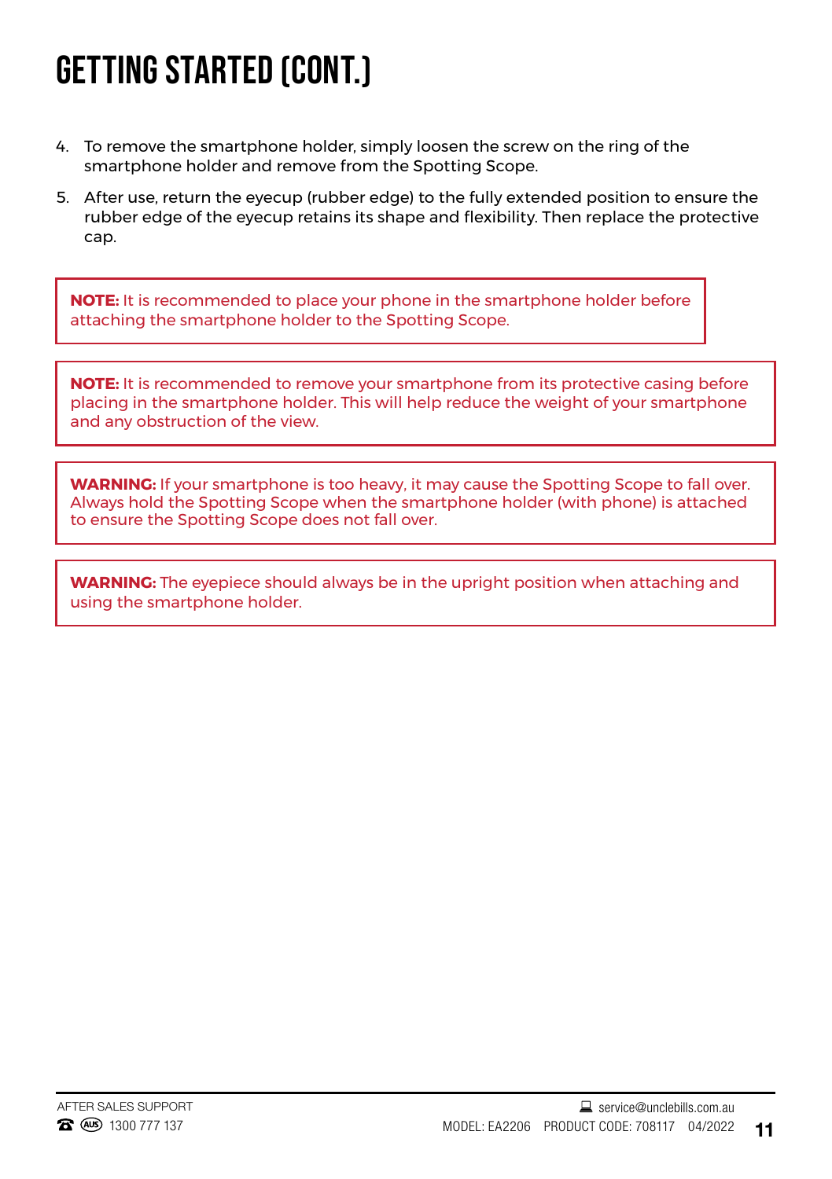# GETTING STARTED (CONT.)

4. To remove the smartphone holder, simply loosen the screw on the ring of the smartphone holder and remove from the Spotting Scope.
5. After use, return the eyecup (rubber edge) to the fully extended position to ensure the rubber edge of the eyecup retains its shape and flexibility. Then replace the protective cap.

**NOTE:** It is recommended to place your phone in the smartphone holder before attaching the smartphone holder to the Spotting Scope.

**NOTE:** It is recommended to remove your smartphone from its protective casing before placing in the smartphone holder. This will help reduce the weight of your smartphone and any obstruction of the view.

**WARNING:** If your smartphone is too heavy, it may cause the Spotting Scope to fall over. Always hold the Spotting Scope when the smartphone holder (with phone) is attached to ensure the Spotting Scope does not fall over.

**WARNING:** The eyepiece should always be in the upright position when attaching and using the smartphone holder.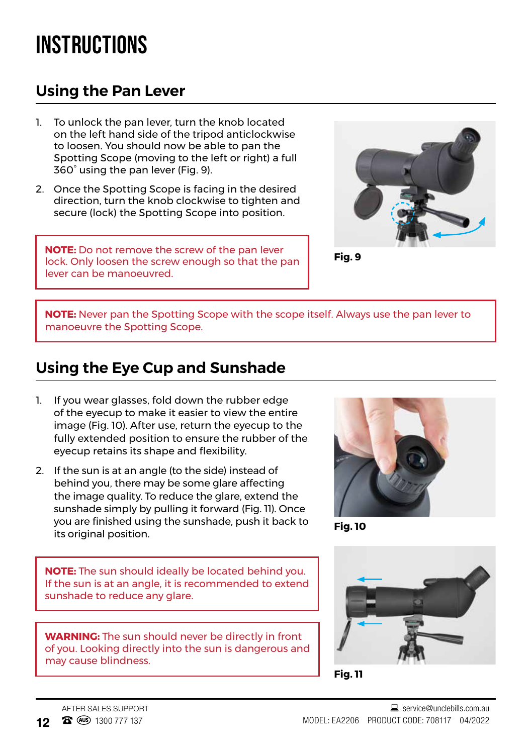# INSTRUCTIONS

## Using the Pan Lever

1. To unlock the pan lever, turn the knob located on the left hand side of the tripod anticlockwise to loosen. You should now be able to pan the Spotting Scope (moving to the left or right) a full 360˚ using the pan lever (Fig. 9).
2. Once the Spotting Scope is facing in the desired direction, turn the knob clockwise to tighten and secure (lock) the Spotting Scope into position.

**NOTE:** Do not remove the screw of the pan lever lock. Only loosen the screw enough so that the pan lever can be manoeuvred.

**Fig. 9**

**NOTE:** Never pan the Spotting Scope with the scope itself. Always use the pan lever to manoeuvre the Spotting Scope.

## Using the Eye Cup and Sunshade

1. If you wear glasses, fold down the rubber edge of the eyecup to make it easier to view the entire image (Fig. 10). After use, return the eyecup to the fully extended position to ensure the rubber of the eyecup retains its shape and flexibility.
2. If the sun is at an angle (to the side) instead of behind you, there may be some glare affecting the image quality. To reduce the glare, extend the sunshade simply by pulling it forward (Fig. 11). Once you are finished using the sunshade, push it back to its original position.

**Fig. 10**

**NOTE:** The sun should ideally be located behind you. If the sun is at an angle, it is recommended to extend sunshade to reduce any glare.

**WARNING:** The sun should never be directly in front of you. Looking directly into the sun is dangerous and may cause blindness.

**Fig. 11**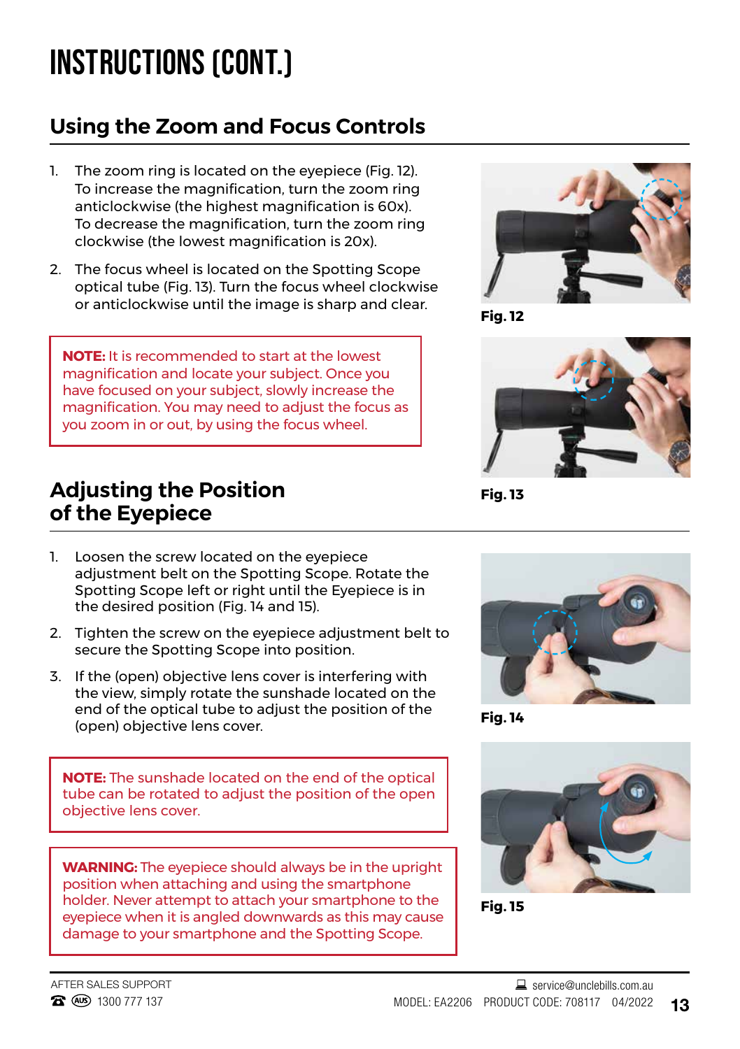# INSTRUCTIONS (CONT.)

## Using the Zoom and Focus Controls

1. The zoom ring is located on the eyepiece (Fig. 12). To increase the magnification, turn the zoom ring anticlockwise (the highest magnification is 60x). To decrease the magnification, turn the zoom ring clockwise (the lowest magnification is 20x).
2. The focus wheel is located on the Spotting Scope optical tube (Fig. 13). Turn the focus wheel clockwise or anticlockwise until the image is sharp and clear.

**NOTE:** It is recommended to start at the lowest magnification and locate your subject. Once you have focused on your subject, slowly increase the magnification. You may need to adjust the focus as you zoom in or out, by using the focus wheel.

Fig. 12

Fig. 13

## Adjusting the Position of the Eyepiece

1. Loosen the screw located on the eyepiece adjustment belt on the Spotting Scope. Rotate the Spotting Scope left or right until the Eyepiece is in the desired position (Fig. 14 and 15).
2. Tighten the screw on the eyepiece adjustment belt to secure the Spotting Scope into position.
3. If the (open) objective lens cover is interfering with the view, simply rotate the sunshade located on the end of the optical tube to adjust the position of the (open) objective lens cover.

**NOTE:** The sunshade located on the end of the optical tube can be rotated to adjust the position of the open objective lens cover.

**WARNING:** The eyepiece should always be in the upright position when attaching and using the smartphone holder. Never attempt to attach your smartphone to the eyepiece when it is angled downwards as this may cause damage to your smartphone and the Spotting Scope.

Fig. 14

Fig. 15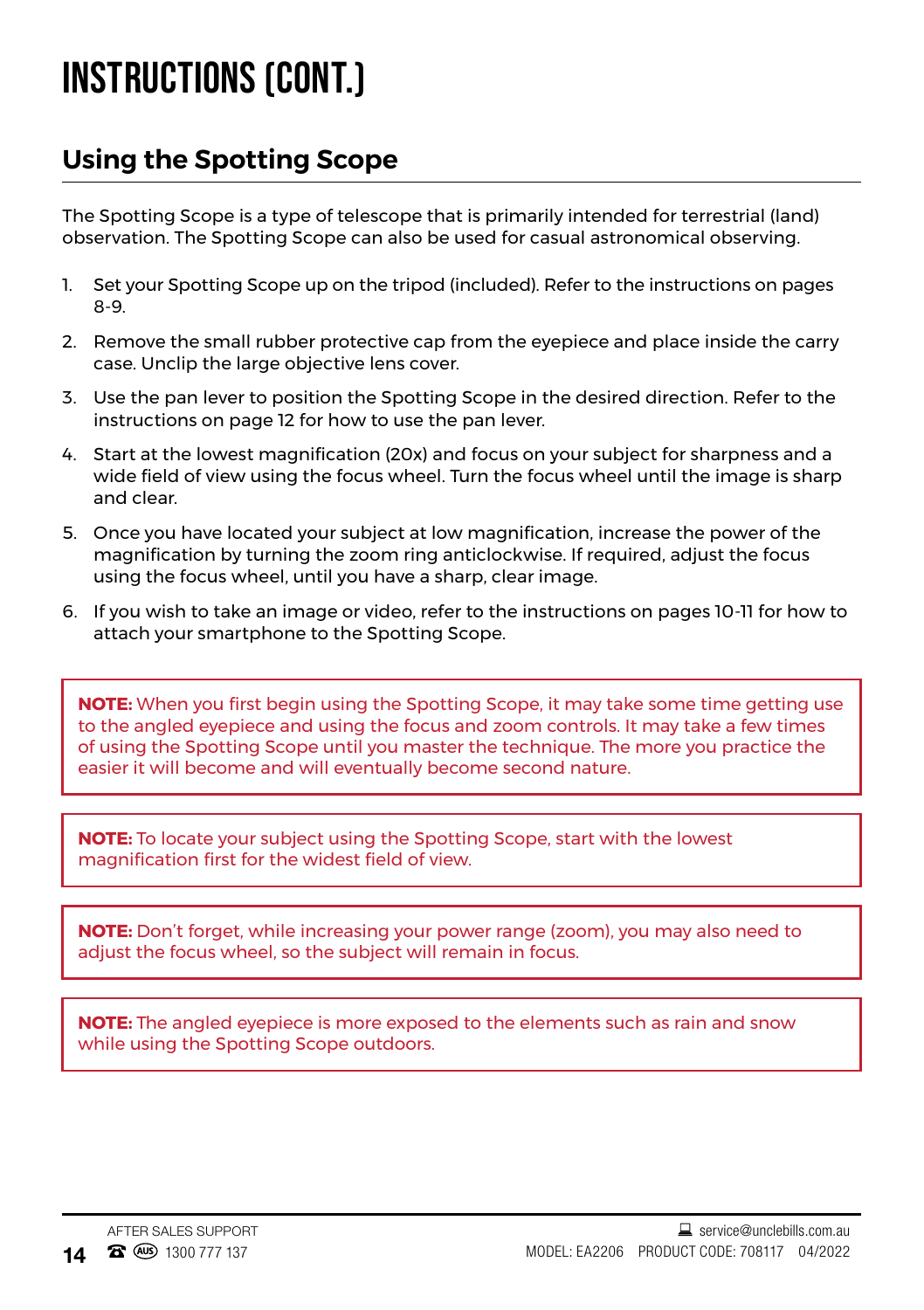# INSTRUCTIONS (CONT.)

## Using the Spotting Scope

The Spotting Scope is a type of telescope that is primarily intended for terrestrial (land) observation. The Spotting Scope can also be used for casual astronomical observing.

1. Set your Spotting Scope up on the tripod (included). Refer to the instructions on pages 8-9.
2. Remove the small rubber protective cap from the eyepiece and place inside the carry case. Unclip the large objective lens cover.
3. Use the pan lever to position the Spotting Scope in the desired direction. Refer to the instructions on page 12 for how to use the pan lever.
4. Start at the lowest magnification (20x) and focus on your subject for sharpness and a wide field of view using the focus wheel. Turn the focus wheel until the image is sharp and clear.
5. Once you have located your subject at low magnification, increase the power of the magnification by turning the zoom ring anticlockwise. If required, adjust the focus using the focus wheel, until you have a sharp, clear image.
6. If you wish to take an image or video, refer to the instructions on pages 10-11 for how to attach your smartphone to the Spotting Scope.

**NOTE:** When you first begin using the Spotting Scope, it may take some time getting use to the angled eyepiece and using the focus and zoom controls. It may take a few times of using the Spotting Scope until you master the technique. The more you practice the easier it will become and will eventually become second nature.

**NOTE:** To locate your subject using the Spotting Scope, start with the lowest magnification first for the widest field of view.

**NOTE:** Don't forget, while increasing your power range (zoom), you may also need to adjust the focus wheel, so the subject will remain in focus.

**NOTE:** The angled eyepiece is more exposed to the elements such as rain and snow while using the Spotting Scope outdoors.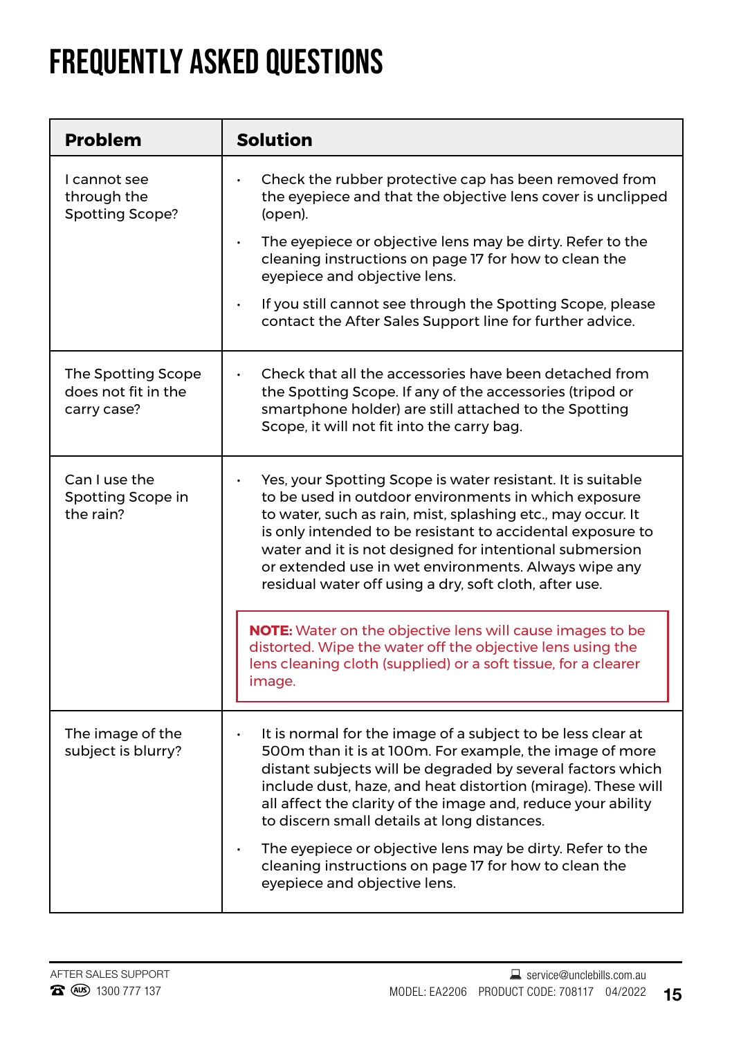# FREQUENTLY ASKED QUESTIONS

| Problem | Solution |
|---|---|
| I cannot see through the Spotting Scope? | • Check the rubber protective cap has been removed from the eyepiece and that the objective lens cover is unclipped (open).<br>• The eyepiece or objective lens may be dirty. Refer to the cleaning instructions on page 17 for how to clean the eyepiece and objective lens.<br>• If you still cannot see through the Spotting Scope, please contact the After Sales Support line for further advice. |
| The Spotting Scope does not fit in the carry case? | • Check that all the accessories have been detached from the Spotting Scope. If any of the accessories (tripod or smartphone holder) are still attached to the Spotting Scope, it will not fit into the carry bag. |
| Can I use the Spotting Scope in the rain? | • Yes, your Spotting Scope is water resistant. It is suitable to be used in outdoor environments in which exposure to water, such as rain, mist, splashing etc., may occur. It is only intended to be resistant to accidental exposure to water and it is not designed for intentional submersion or extended use in wet environments. Always wipe any residual water off using a dry, soft cloth, after use.<br><br>**NOTE:** Water on the objective lens will cause images to be distorted. Wipe the water off the objective lens using the lens cleaning cloth (supplied) or a soft tissue, for a clearer image. |
| The image of the subject is blurry? | • It is normal for the image of a subject to be less clear at 500m than it is at 100m. For example, the image of more distant subjects will be degraded by several factors which include dust, haze, and heat distortion (mirage). These will all affect the clarity of the image and, reduce your ability to discern small details at long distances.<br>• The eyepiece or objective lens may be dirty. Refer to the cleaning instructions on page 17 for how to clean the eyepiece and objective lens. |

AFTER SALES SUPPORT
1300 777 137
service@unclebills.com.au
MODEL: EA2206 PRODUCT CODE: 708117 04/2022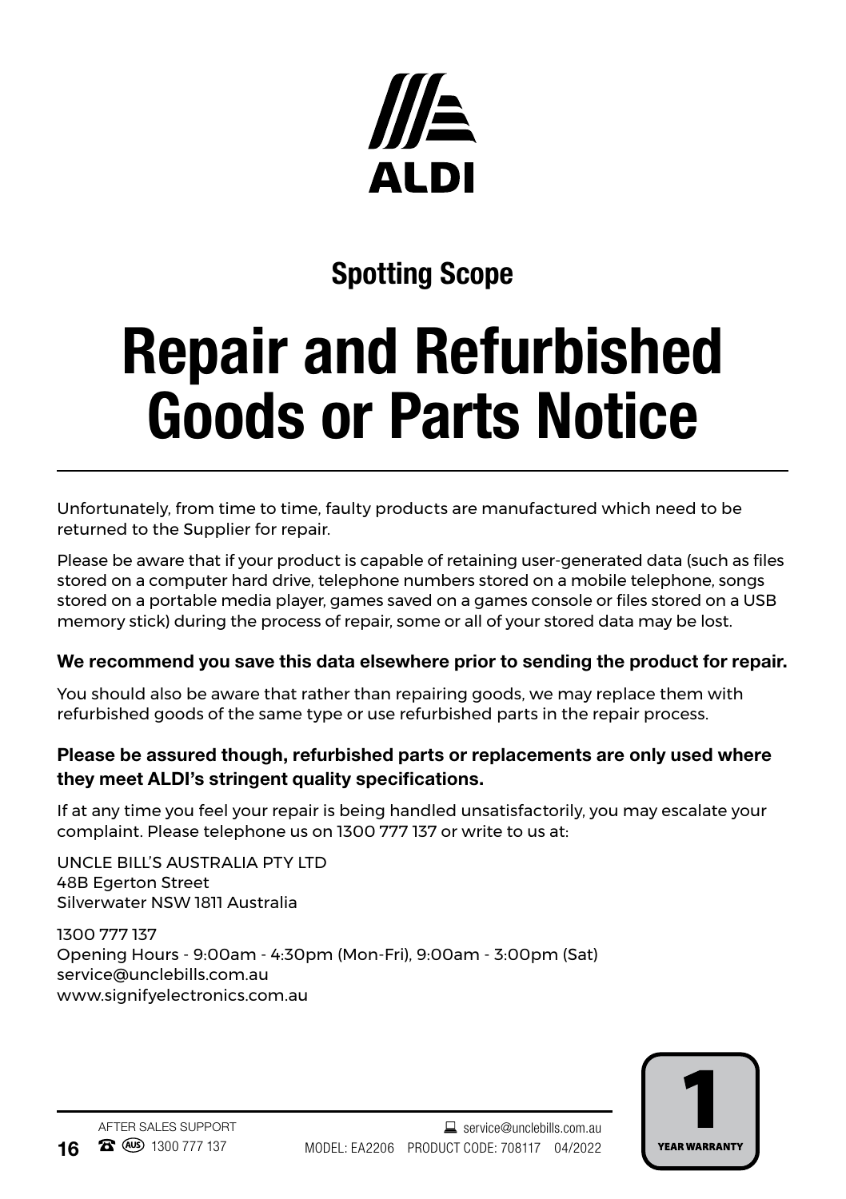ALDI

## Spotting Scope

# Repair and Refurbished Goods or Parts Notice

Unfortunately, from time to time, faulty products are manufactured which need to be returned to the Supplier for repair.

Please be aware that if your product is capable of retaining user-generated data (such as files stored on a computer hard drive, telephone numbers stored on a mobile telephone, songs stored on a portable media player, games saved on a games console or files stored on a USB memory stick) during the process of repair, some or all of your stored data may be lost.

**We recommend you save this data elsewhere prior to sending the product for repair.**

You should also be aware that rather than repairing goods, we may replace them with refurbished goods of the same type or use refurbished parts in the repair process.

**Please be assured though, refurbished parts or replacements are only used where they meet ALDI's stringent quality specifications.**

If at any time you feel your repair is being handled unsatisfactorily, you may escalate your complaint. Please telephone us on 1300 777 137 or write to us at:

UNCLE BILL'S AUSTRALIA PTY LTD
48B Egerton Street
Silverwater NSW 1811 Australia

1300 777 137
Opening Hours - 9:00am - 4:30pm (Mon-Fri), 9:00am - 3:00pm (Sat)
service@unclebills.com.au
www.signifyelectronics.com.au

AFTER SALES SUPPORT
(AUS) 1300 777 137

service@unclebills.com.au
MODEL: EA2206 PRODUCT CODE: 708117 04/2022

1 YEAR WARRANTY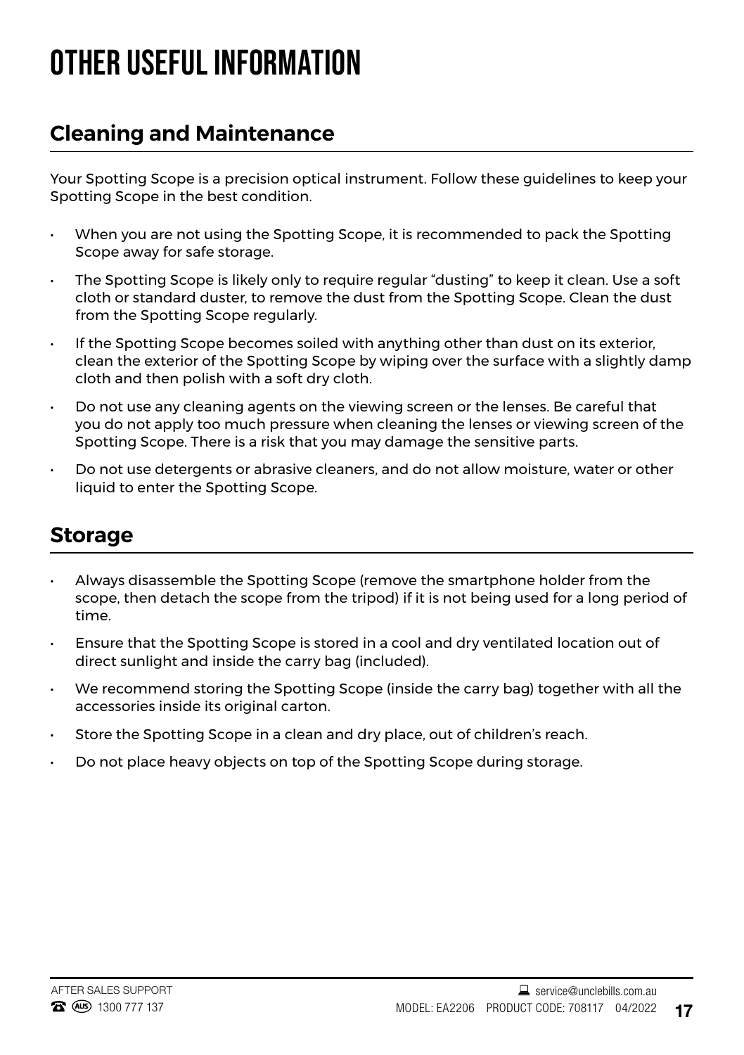# OTHER USEFUL INFORMATION

## Cleaning and Maintenance

Your Spotting Scope is a precision optical instrument. Follow these guidelines to keep your Spotting Scope in the best condition.

- When you are not using the Spotting Scope, it is recommended to pack the Spotting Scope away for safe storage.
- The Spotting Scope is likely only to require regular "dusting" to keep it clean. Use a soft cloth or standard duster, to remove the dust from the Spotting Scope. Clean the dust from the Spotting Scope regularly.
- If the Spotting Scope becomes soiled with anything other than dust on its exterior, clean the exterior of the Spotting Scope by wiping over the surface with a slightly damp cloth and then polish with a soft dry cloth.
- Do not use any cleaning agents on the viewing screen or the lenses. Be careful that you do not apply too much pressure when cleaning the lenses or viewing screen of the Spotting Scope. There is a risk that you may damage the sensitive parts.
- Do not use detergents or abrasive cleaners, and do not allow moisture, water or other liquid to enter the Spotting Scope.

## Storage

- Always disassemble the Spotting Scope (remove the smartphone holder from the scope, then detach the scope from the tripod) if it is not being used for a long period of time.
- Ensure that the Spotting Scope is stored in a cool and dry ventilated location out of direct sunlight and inside the carry bag (included).
- We recommend storing the Spotting Scope (inside the carry bag) together with all the accessories inside its original carton.
- Store the Spotting Scope in a clean and dry place, out of children's reach.
- Do not place heavy objects on top of the Spotting Scope during storage.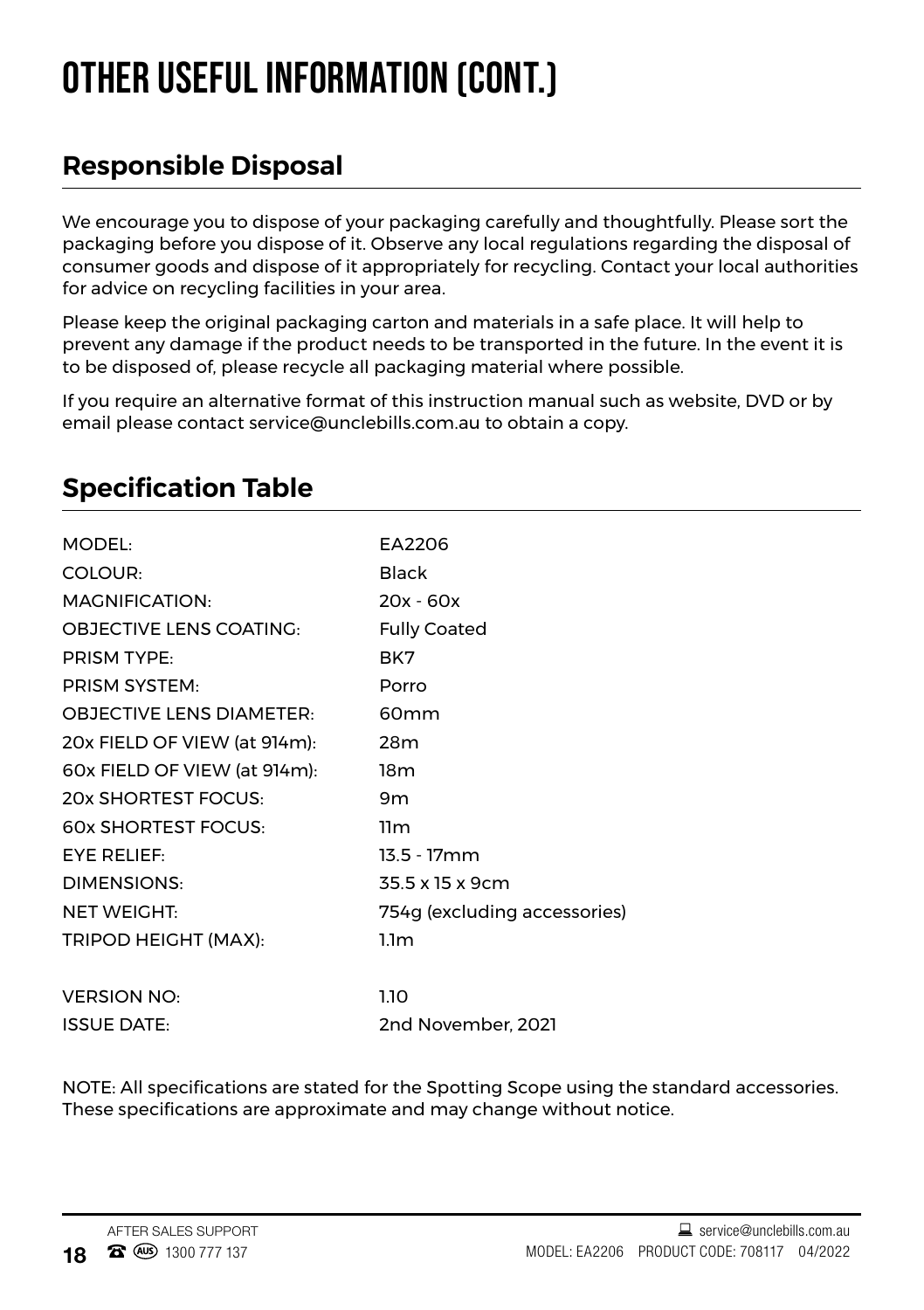# OTHER USEFUL INFORMATION (CONT.)

## Responsible Disposal

We encourage you to dispose of your packaging carefully and thoughtfully. Please sort the packaging before you dispose of it. Observe any local regulations regarding the disposal of consumer goods and dispose of it appropriately for recycling. Contact your local authorities for advice on recycling facilities in your area.

Please keep the original packaging carton and materials in a safe place. It will help to prevent any damage if the product needs to be transported in the future. In the event it is to be disposed of, please recycle all packaging material where possible.

If you require an alternative format of this instruction manual such as website, DVD or by email please contact service@unclebills.com.au to obtain a copy.

## Specification Table

| | |
|---|---|
| MODEL: | EA2206 |
| COLOUR: | Black |
| MAGNIFICATION: | 20x - 60x |
| OBJECTIVE LENS COATING: | Fully Coated |
| PRISM TYPE: | BK7 |
| PRISM SYSTEM: | Porro |
| OBJECTIVE LENS DIAMETER: | 60mm |
| 20x FIELD OF VIEW (at 914m): | 28m |
| 60x FIELD OF VIEW (at 914m): | 18m |
| 20x SHORTEST FOCUS: | 9m |
| 60x SHORTEST FOCUS: | 11m |
| EYE RELIEF: | 13.5 - 17mm |
| DIMENSIONS: | 35.5 x 15 x 9cm |
| NET WEIGHT: | 754g (excluding accessories) |
| TRIPOD HEIGHT (MAX): | 1.1m |
| | |
| VERSION NO: | 1.10 |
| ISSUE DATE: | 2nd November, 2021 |

NOTE: All specifications are stated for the Spotting Scope using the standard accessories. These specifications are approximate and may change without notice.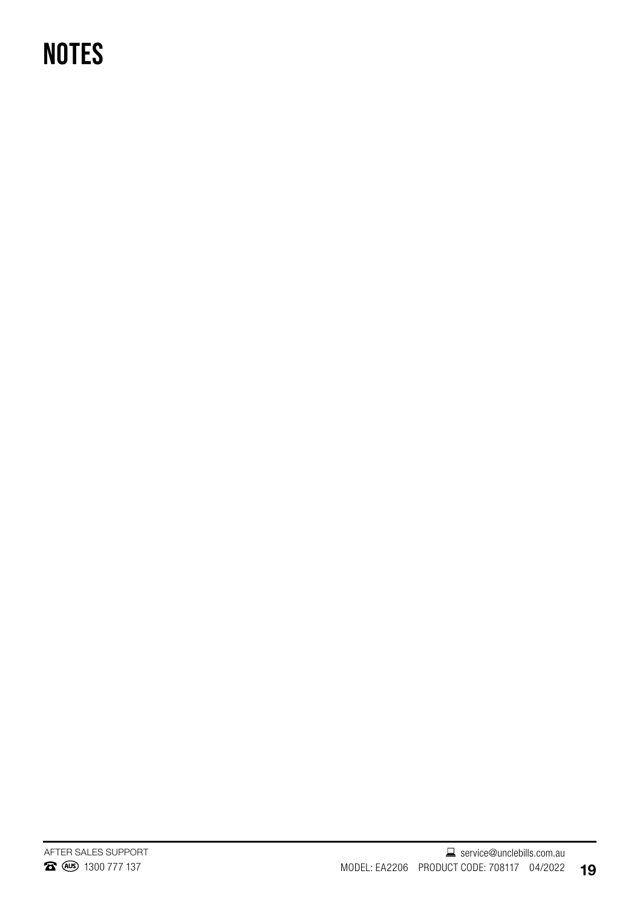# NOTES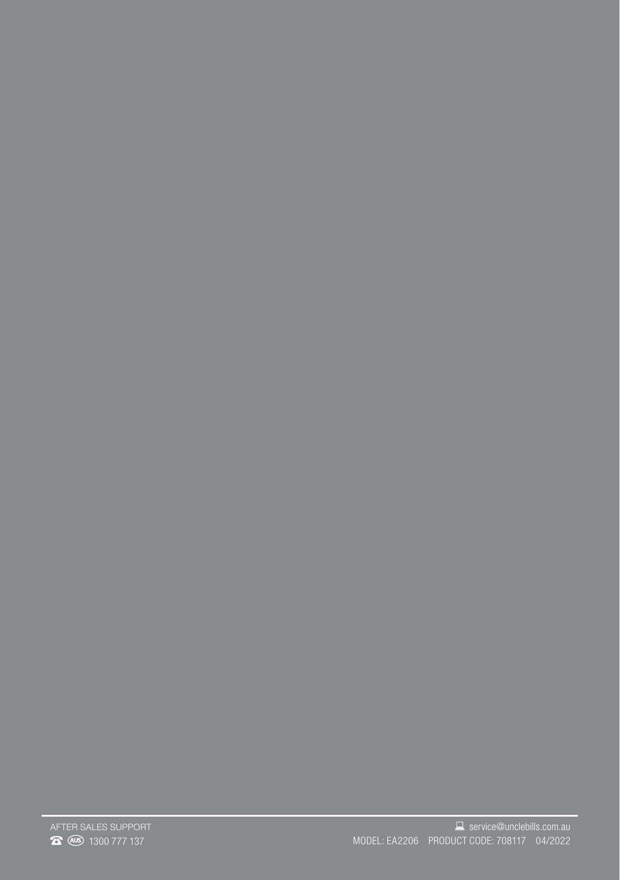AFTER SALES SUPPORT

(AUS) 1300 777 137

service@unclebills.com.au

MODEL: EA2206 PRODUCT CODE: 708117 04/2022